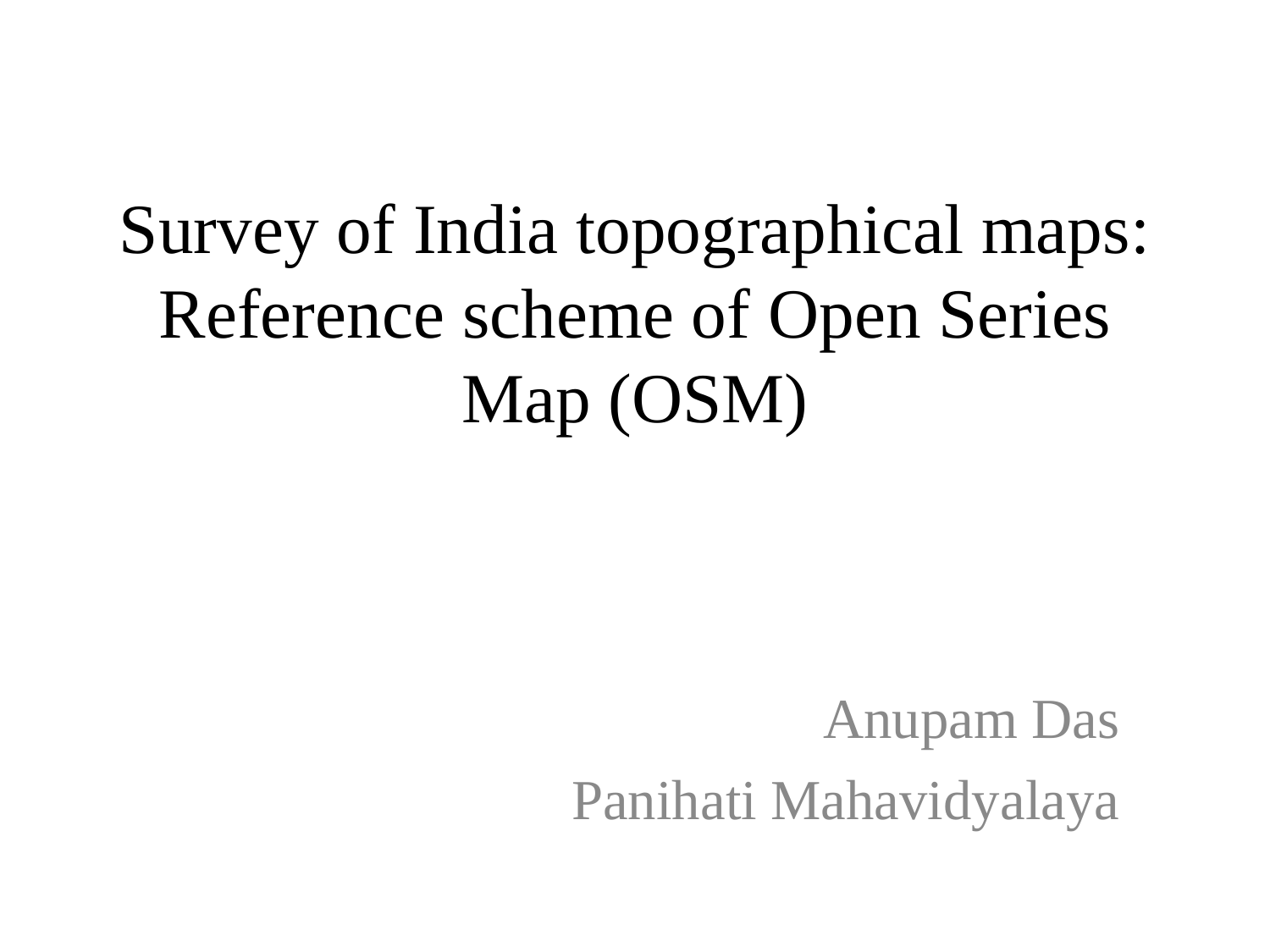# Survey of India topographical maps: Reference scheme of Open Series Map (OSM)

Anupam Das

Panihati Mahavidyalaya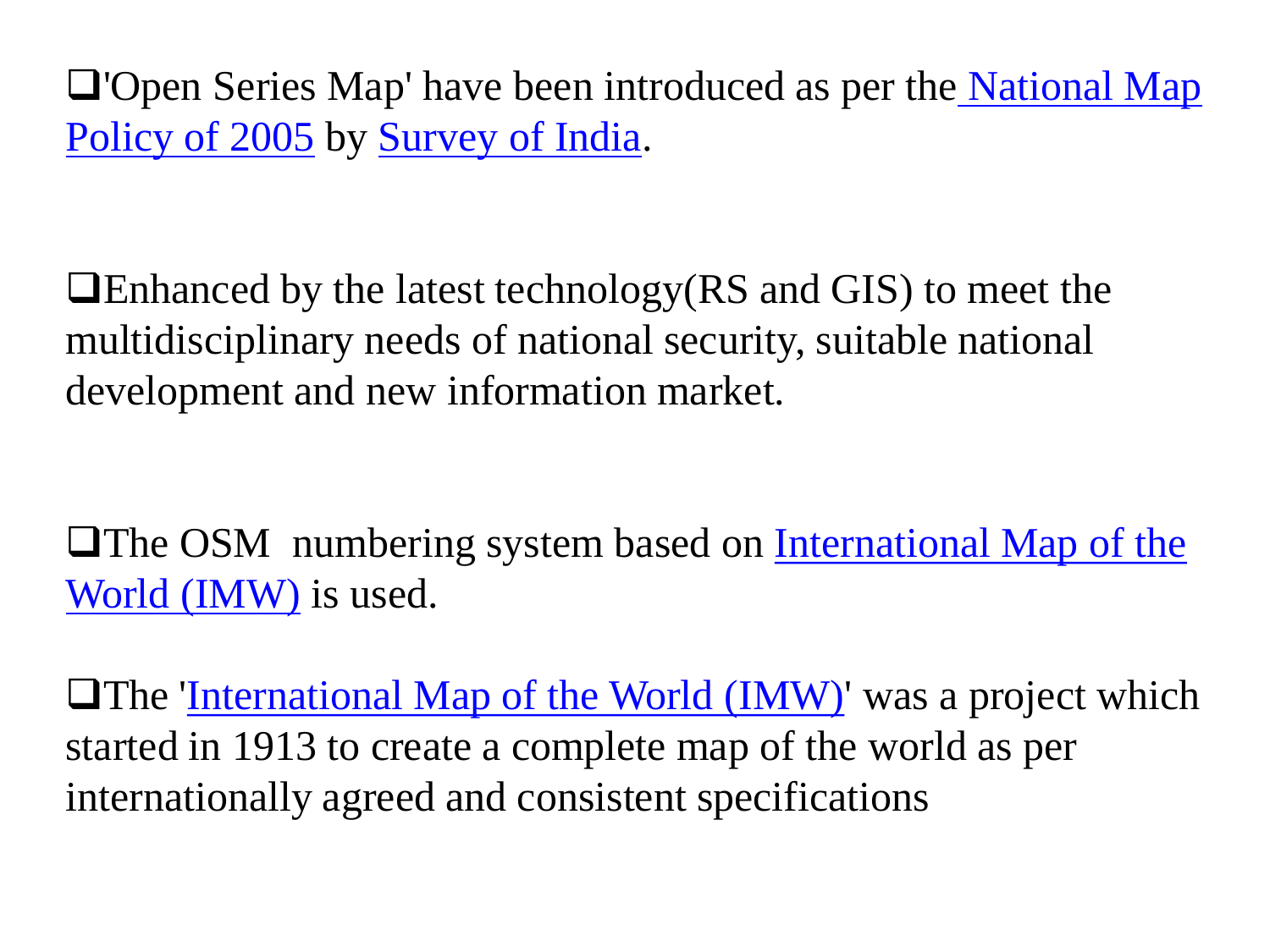- 'Open Series Map' have been introduced as per the National Map Policy of 2005 by Survey of India.

- Enhanced by the latest technology(RS and GIS) to meet the multidisciplinary needs of national security, suitable national development and new information market.

- The OSM numbering system based on International Map of the World (IMW) is used.

- The 'International Map of the World (IMW)' was a project which started in 1913 to create a complete map of the world as per internationally agreed and consistent specifications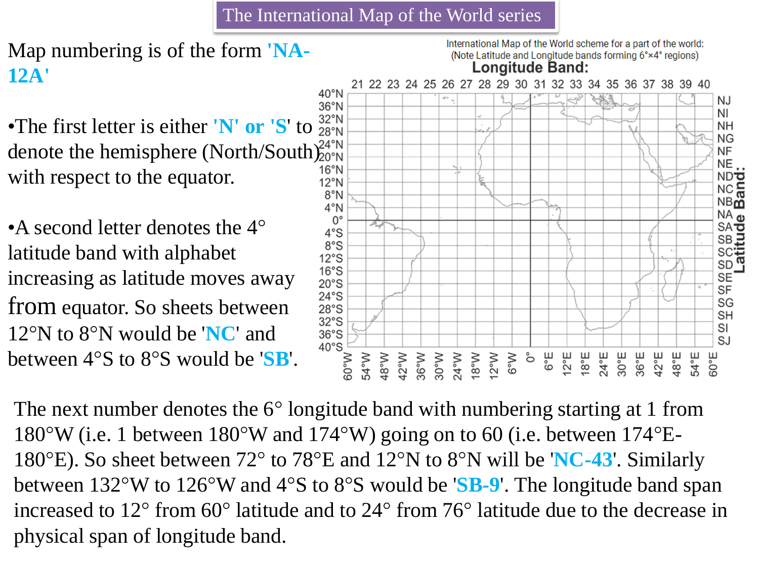# The International Map of the World series

Map numbering is of the form **'NA-12A'**

- The first letter is either **'N' or 'S'** to denote the hemisphere (North/South) with respect to the equator.

- A second letter denotes the 4° latitude band with alphabet increasing as latitude moves away from equator. So sheets between 12°N to 8°N would be '**NC**' and between 4°S to 8°S would be '**SB**'.

International Map of the World scheme for a part of the world:
(Note Latitude and Longitude bands forming 6°×4° regions)

The next number denotes the 6° longitude band with numbering starting at 1 from 180°W (i.e. 1 between 180°W and 174°W) going on to 60 (i.e. between 174°E-180°E). So sheet between 72° to 78°E and 12°N to 8°N will be '**NC-43**'. Similarly between 132°W to 126°W and 4°S to 8°S would be '**SB-9**'. The longitude band span increased to 12° from 60° latitude and to 24° from 76° latitude due to the decrease in physical span of longitude band.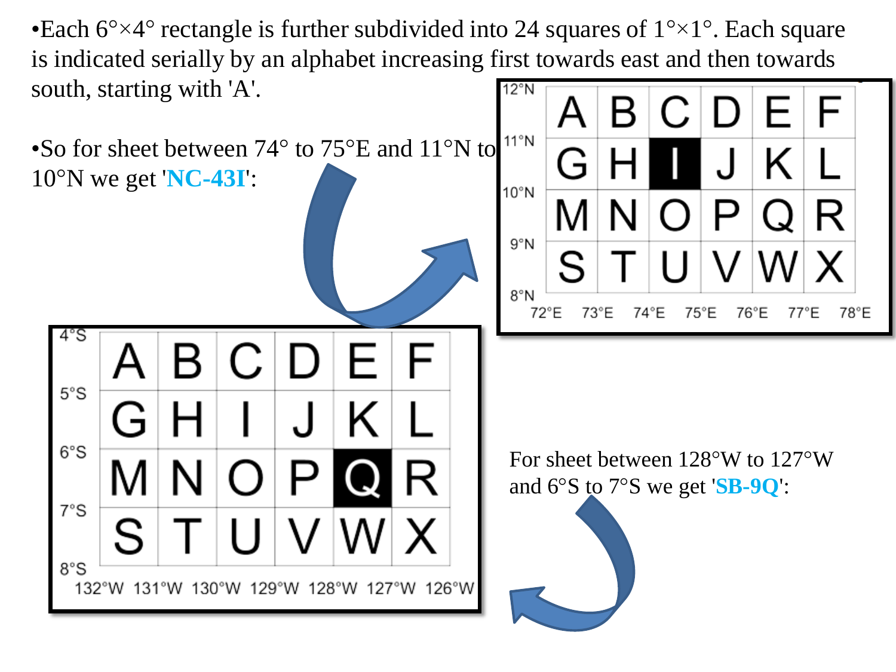- Each 6°×4° rectangle is further subdivided into 24 squares of 1°×1°. Each square is indicated serially by an alphabet increasing first towards east and then towards south, starting with 'A'.

- So for sheet between 74° to 75°E and 11°N to 10°N we get '**NC-43I**':

| | 72°E–73°E | 73°E–74°E | 74°E–75°E | 75°E–76°E | 76°E–77°E | 77°E–78°E |
|---|---|---|---|---|---|---|
| 12°N–11°N | A | B | C | D | E | F |
| 11°N–10°N | G | H | **I** | J | K | L |
| 10°N–9°N | M | N | O | P | Q | R |
| 9°N–8°N | S | T | U | V | W | X |

For sheet between 128°W to 127°W and 6°S to 7°S we get '**SB-9Q**':

| | 132°W–131°W | 131°W–130°W | 130°W–129°W | 129°W–128°W | 128°W–127°W | 127°W–126°W |
|---|---|---|---|---|---|---|
| 4°S–5°S | A | B | C | D | E | F |
| 5°S–6°S | G | H | I | J | K | L |
| 6°S–7°S | M | N | O | P | **Q** | R |
| 7°S–8°S | S | T | U | V | W | X |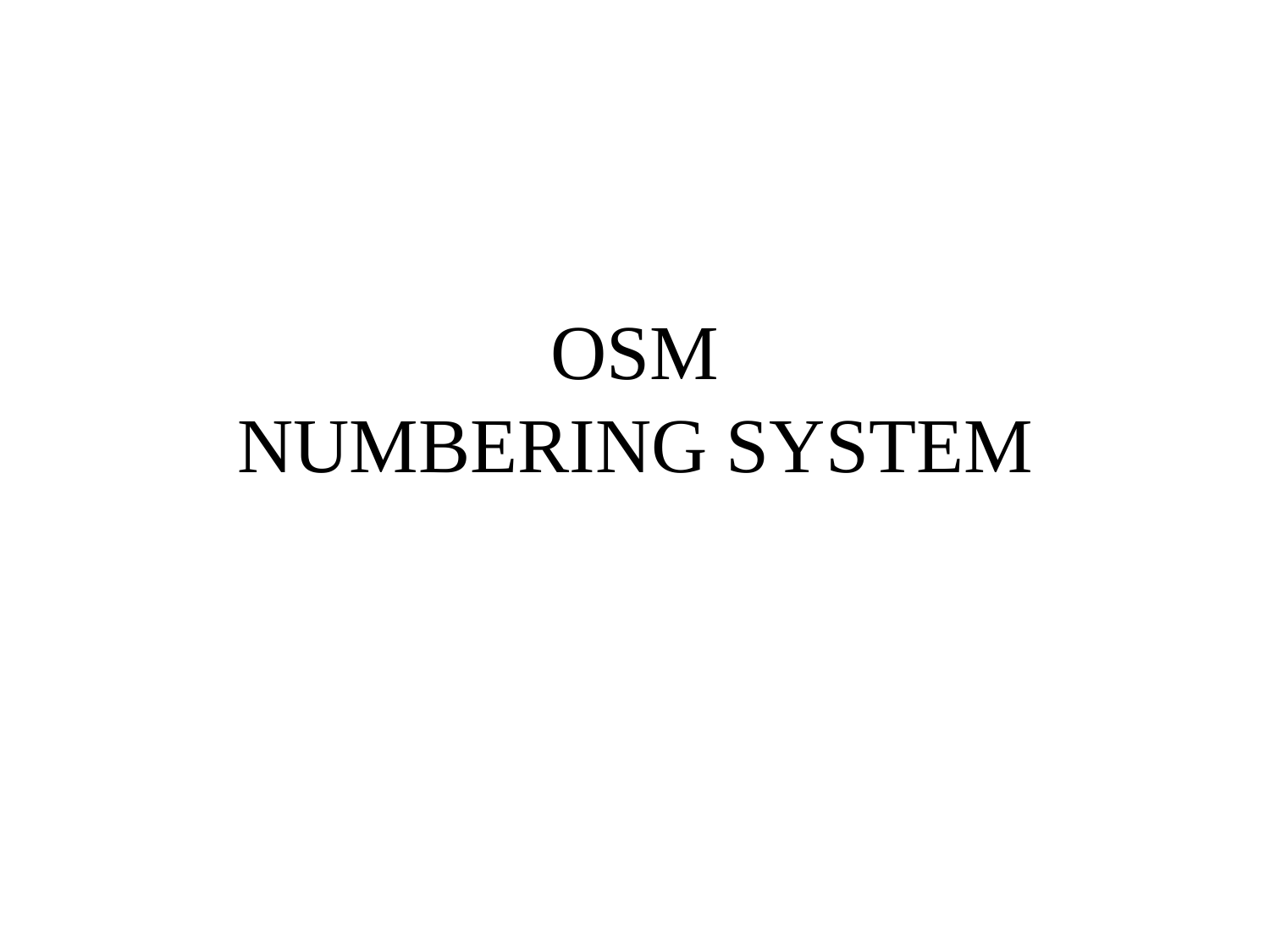# OSM
# NUMBERING SYSTEM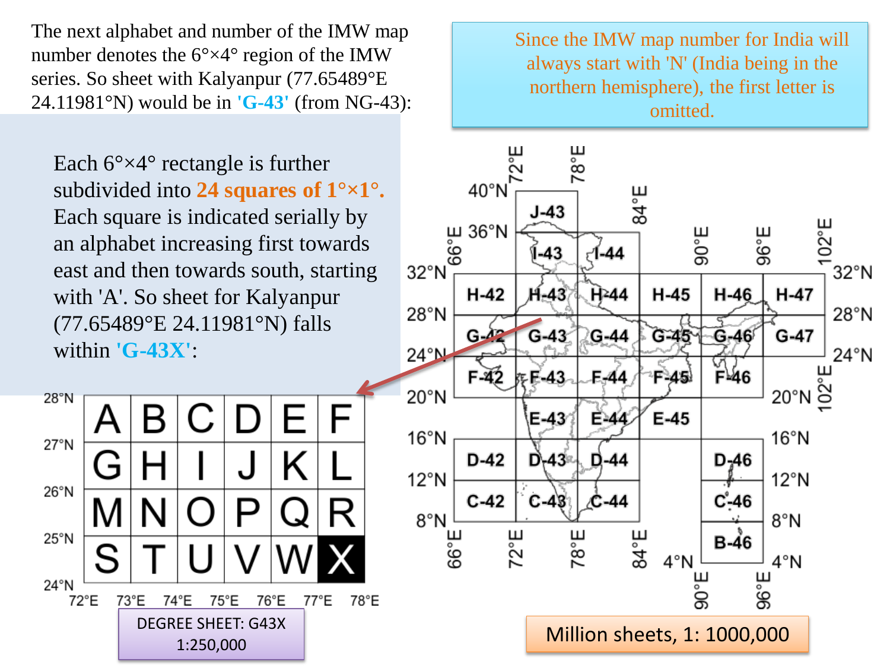The next alphabet and number of the IMW map number denotes the 6°×4° region of the IMW series. So sheet with Kalyanpur (77.65489°E 24.11981°N) would be in **'G-43'** (from NG-43):

Since the IMW map number for India will always start with 'N' (India being in the northern hemisphere), the first letter is omitted.

Each 6°×4° rectangle is further subdivided into **24 squares of 1°×1°.** Each square is indicated serially by an alphabet increasing first towards east and then towards south, starting with 'A'. So sheet for Kalyanpur (77.65489°E 24.11981°N) falls within **'G-43X'**:

| | 72°E–73°E | 73°E–74°E | 74°E–75°E | 75°E–76°E | 76°E–77°E | 77°E–78°E |
|---|---|---|---|---|---|---|
| 28°N–27°N | A | B | C | D | E | F |
| 27°N–26°N | G | H | I | J | K | L |
| 26°N–25°N | M | N | O | P | Q | R |
| 25°N–24°N | S | T | U | V | W | **X** |

DEGREE SHEET: G43X
1:250,000

| | 66°E–72°E | 72°E–78°E | 78°E–84°E | 84°E–90°E | 90°E–96°E | 96°E–102°E |
|---|---|---|---|---|---|---|
| 40°N–36°N | | J-43 | | | | |
| 36°N–32°N | | I-43 | I-44 | | | |
| 32°N–28°N | H-42 | H-43 | H-44 | H-45 | H-46 | H-47 |
| 28°N–24°N | G-42 | G-43 | G-44 | G-45 | G-46 | G-47 |
| 24°N–20°N | F-42 | F-43 | F-44 | F-45 | F-46 | |
| 20°N–16°N | | E-43 | E-44 | E-45 | | |
| 16°N–12°N | D-42 | D-43 | D-44 | | D-46 | |
| 12°N–8°N | C-42 | C-43 | C-44 | | C-46 | |
| 8°N–4°N | | | | | B-46 | |

Million sheets, 1: 1000,000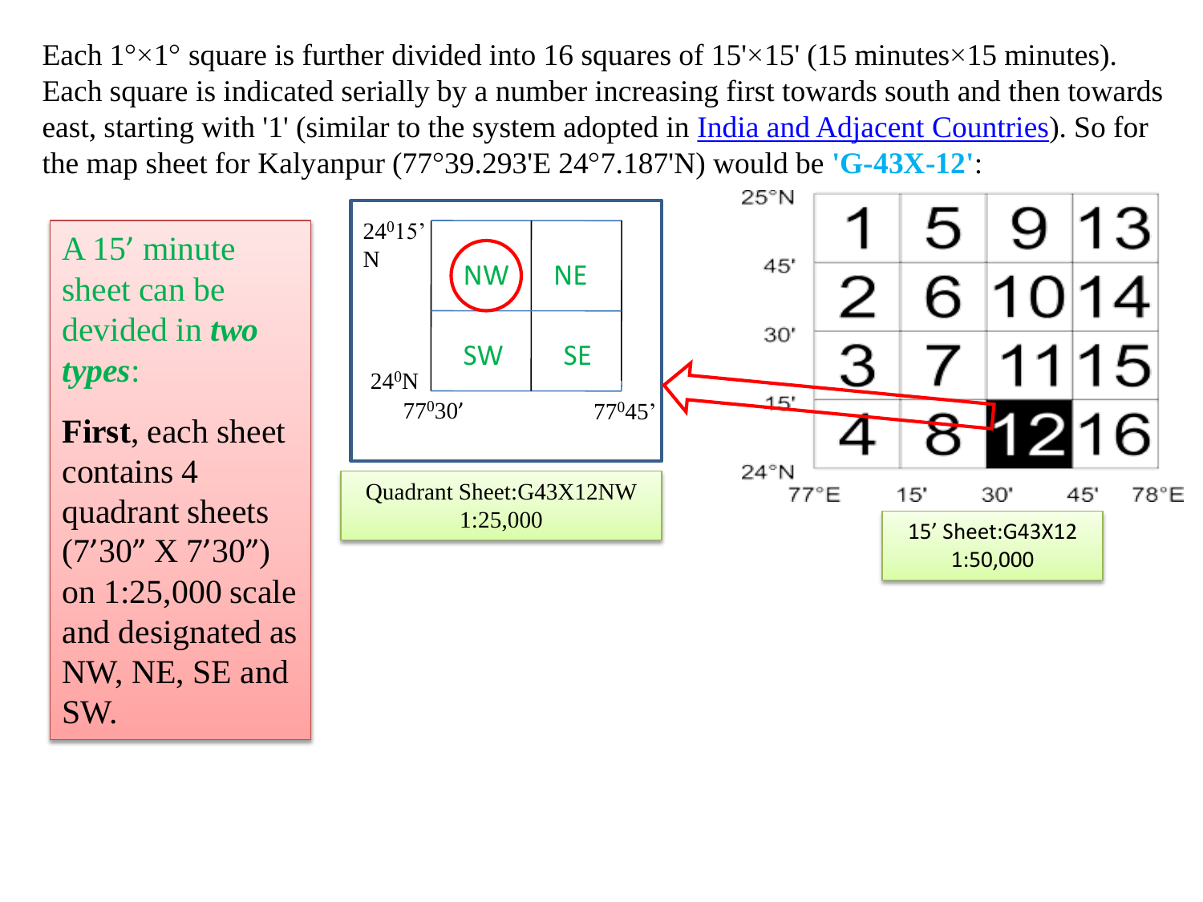Each 1°×1° square is further divided into 16 squares of 15'×15' (15 minutes×15 minutes). Each square is indicated serially by a number increasing first towards south and then towards east, starting with '1' (similar to the system adopted in India and Adjacent Countries). So for the map sheet for Kalyanpur (77°39.293'E 24°7.187'N) would be **'G-43X-12'**:

A 15’ minute sheet can be devided in ***two types***:

**First**, each sheet contains 4 quadrant sheets (7’30” X 7’30”) on 1:25,000 scale and designated as NW, NE, SE and SW.

| | 77°30’ | 77°45’ |
|---|---|---|
| 24°15’ N | NW | NE |
| 24°N | SW | SE |

Quadrant Sheet:G43X12NW 1:25,000

| | 77°E – 15' | 15' – 30' | 30' – 45' | 45' – 78°E |
|---|---|---|---|---|
| 25°N – 45' | 1 | 5 | 9 | 13 |
| 45' – 30' | 2 | 6 | 10 | 14 |
| 30' – 15' | 3 | 7 | 11 | 15 |
| 15' – 24°N | 4 | 8 | **12** | 16 |

15’ Sheet:G43X12 1:50,000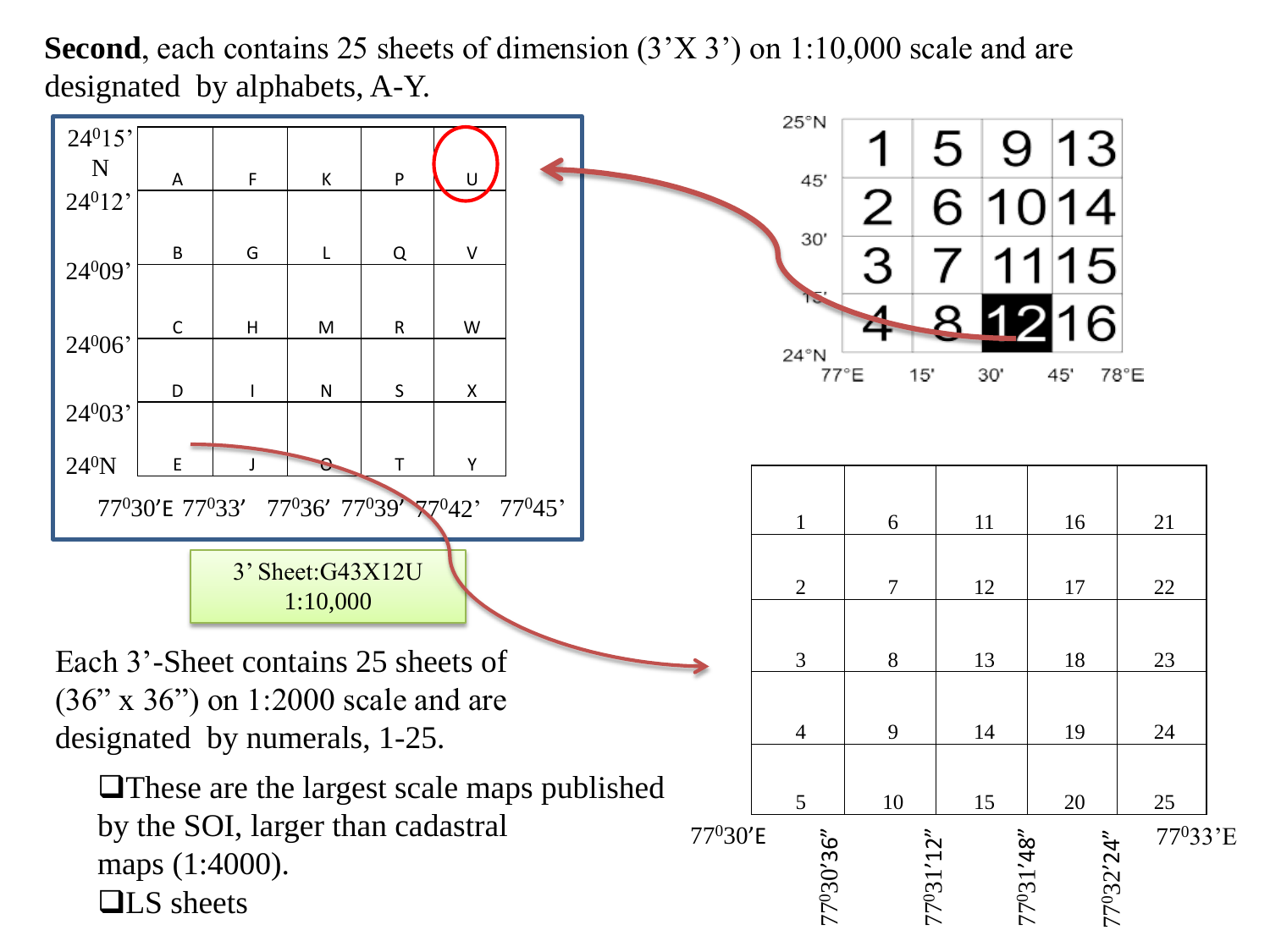**Second**, each contains 25 sheets of dimension (3’X 3’) on 1:10,000 scale and are designated by alphabets, A-Y.

| | | | | | |
|---|---|---|---|---|---|
| 24°15’ N | A | F | K | P | U |
| 24°12’ | B | G | L | Q | V |
| 24°09’ | C | H | M | R | W |
| 24°06’ | D | I | N | S | X |
| 24°03’ | E | J | O | T | Y |
| 24°N | | | | | |

77°30’E 77°33’ 77°36’ 77°39’ 77°42’ 77°45’

| | | | | |
|---|---|---|---|---|
| 1 | 5 | 9 | 13 | |
| 2 | 6 | 10 | 14 | |
| 3 | 7 | 11 | 15 | |
| 4 | 8 | 12 | 16 | |

25°N, 45’, 30’, 15’, 24°N

77°E 15’ 30’ 45’ 78°E

3’ Sheet:G43X12U
1:10,000

Each 3’-Sheet contains 25 sheets of (36” x 36”) on 1:2000 scale and are designated by numerals, 1-25.

- These are the largest scale maps published by the SOI, larger than cadastral maps (1:4000).
- LS sheets

| | | | | |
|---|---|---|---|---|
| 1 | 6 | 11 | 16 | 21 |
| 2 | 7 | 12 | 17 | 22 |
| 3 | 8 | 13 | 18 | 23 |
| 4 | 9 | 14 | 19 | 24 |
| 5 | 10 | 15 | 20 | 25 |

77°30’E 77°30’36” 77°31’12” 77°31’48” 77°32’24” 77°33’E